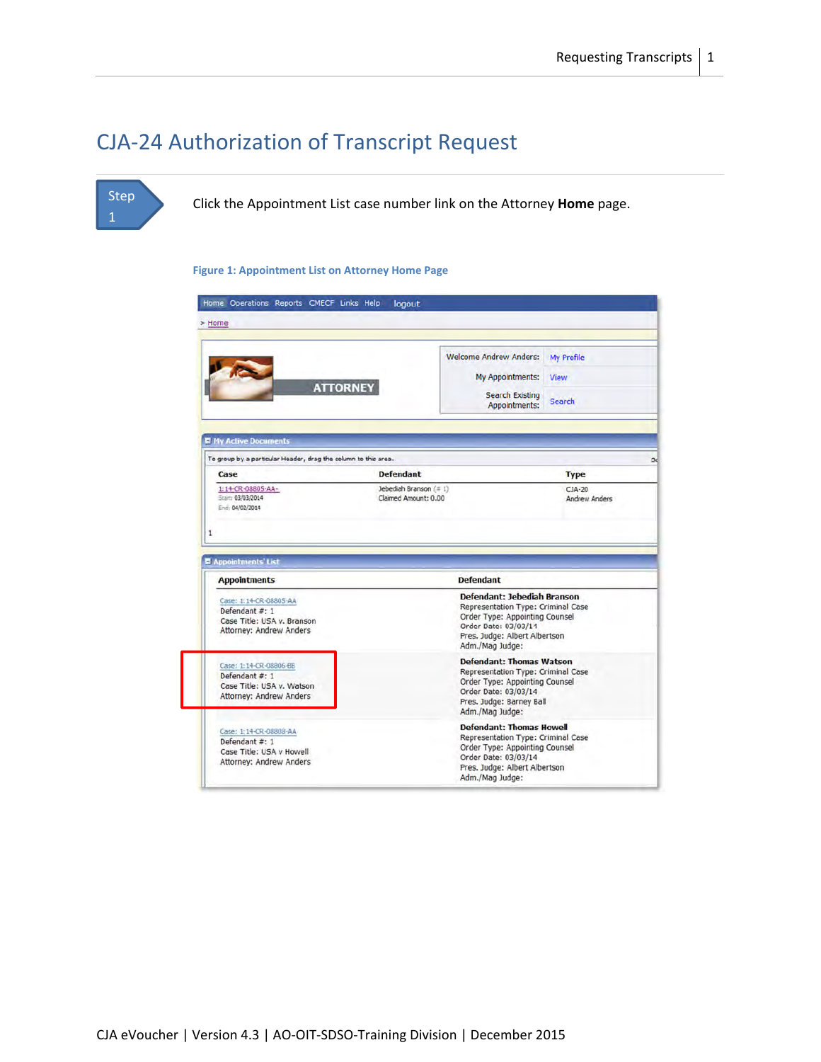# CJA-24 Authorization of Transcript Request

**Step 1**

Click the Appointment List case number link on the Attorney **Home** page.

Figure 1: Appointment List on Attorney Home Page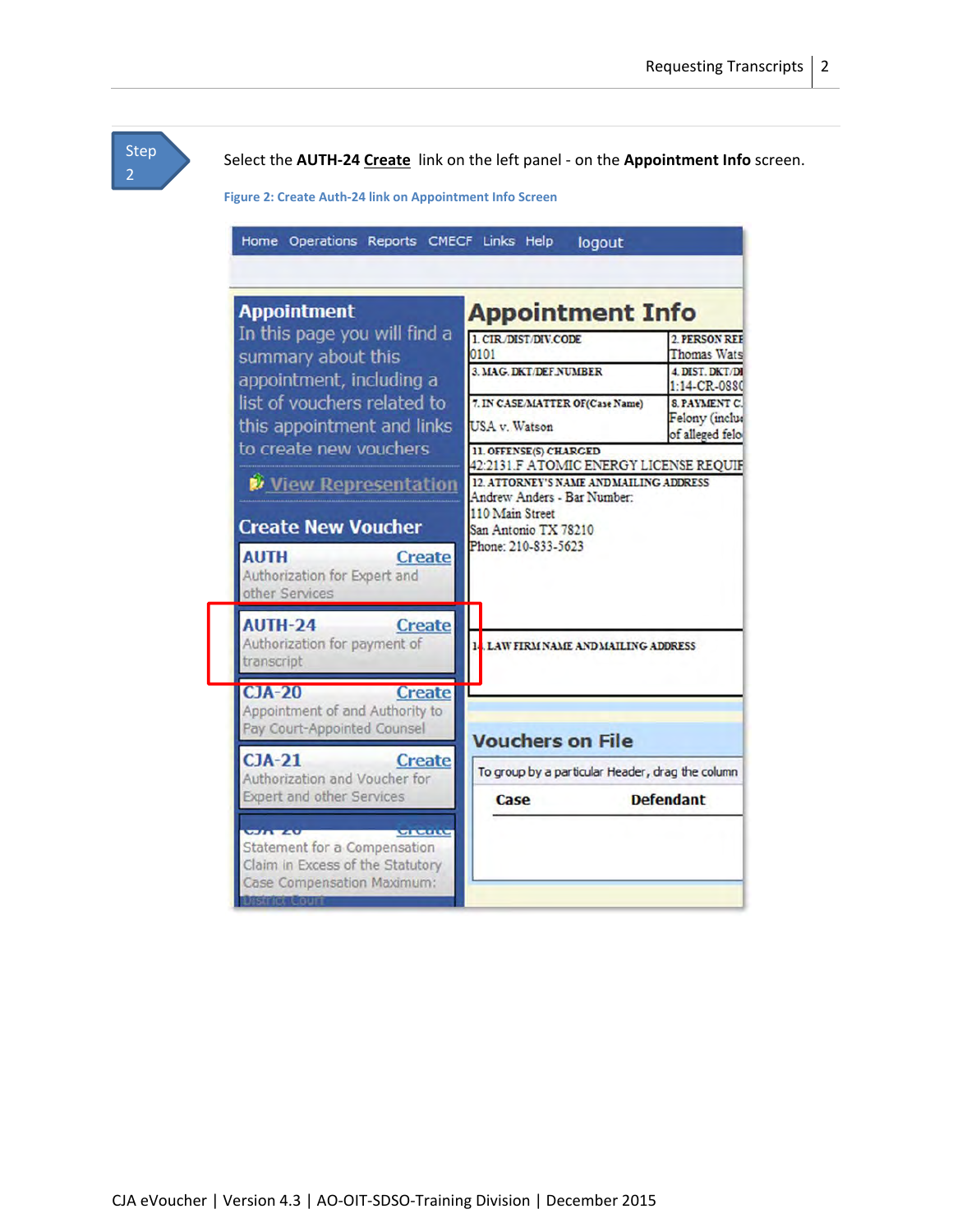**Step 2**

Select the **AUTH-24 <u>Create</u>** link on the left panel - on the **Appointment Info** screen.

**Figure 2: Create Auth-24 link on Appointment Info Screen**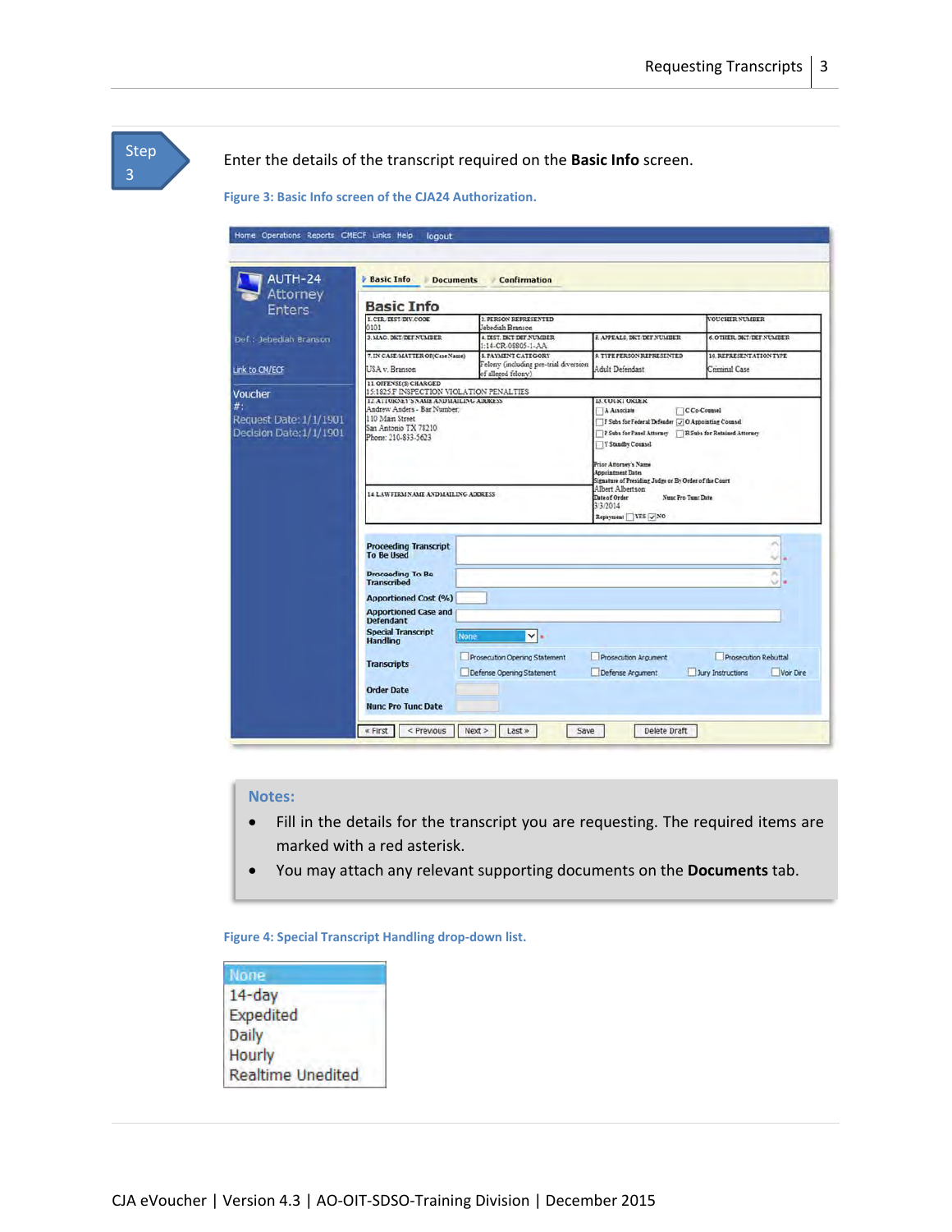**Step 3**

Enter the details of the transcript required on the **Basic Info** screen.

Figure 3: Basic Info screen of the CJA24 Authorization.

**Notes:**

- Fill in the details for the transcript you are requesting. The required items are marked with a red asterisk.
- You may attach any relevant supporting documents on the **Documents** tab.

Figure 4: Special Transcript Handling drop-down list.

None
14-day
Expedited
Daily
Hourly
Realtime Unedited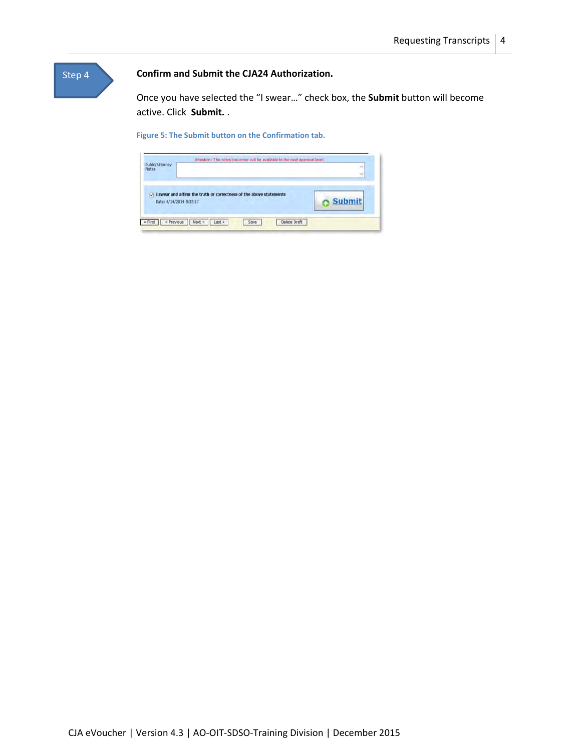Step 4

### Confirm and Submit the CJA24 Authorization.

Once you have selected the "I swear…" check box, the **Submit** button will become active. Click **Submit.** .

Figure 5: The Submit button on the Confirmation tab.